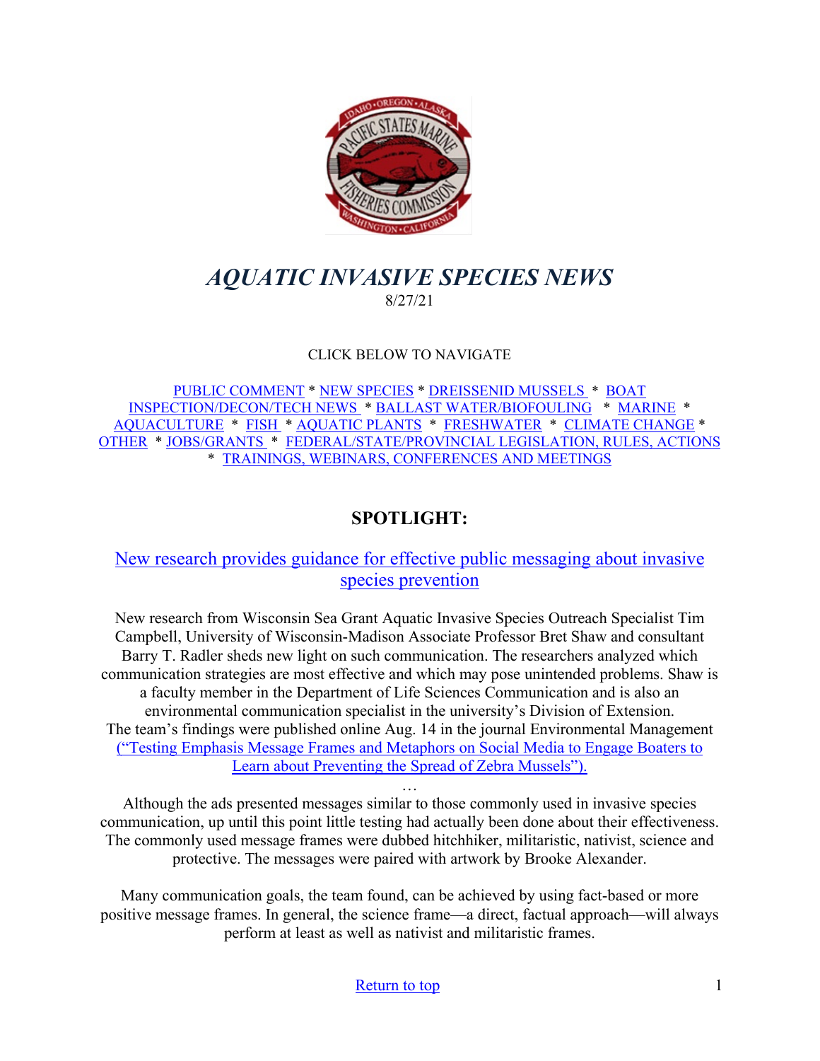# *AQUATIC INVASIVE SPECIES NEWS*

8/27/21

CLICK BELOW TO NAVIGATE

PUBLIC COMMENT * NEW SPECIES * DREISSENID MUSSELS * BOAT INSPECTION/DECON/TECH NEWS * BALLAST WATER/BIOFOULING * MARINE * AQUACULTURE * FISH * AQUATIC PLANTS * FRESHWATER * CLIMATE CHANGE * OTHER * JOBS/GRANTS * FEDERAL/STATE/PROVINCIAL LEGISLATION, RULES, ACTIONS * TRAININGS, WEBINARS, CONFERENCES AND MEETINGS

## SPOTLIGHT:

### New research provides guidance for effective public messaging about invasive species prevention

New research from Wisconsin Sea Grant Aquatic Invasive Species Outreach Specialist Tim Campbell, University of Wisconsin-Madison Associate Professor Bret Shaw and consultant Barry T. Radler sheds new light on such communication. The researchers analyzed which communication strategies are most effective and which may pose unintended problems. Shaw is a faculty member in the Department of Life Sciences Communication and is also an environmental communication specialist in the university's Division of Extension. The team's findings were published online Aug. 14 in the journal Environmental Management ("Testing Emphasis Message Frames and Metaphors on Social Media to Engage Boaters to Learn about Preventing the Spread of Zebra Mussels").

…

Although the ads presented messages similar to those commonly used in invasive species communication, up until this point little testing had actually been done about their effectiveness. The commonly used message frames were dubbed hitchhiker, militaristic, nativist, science and protective. The messages were paired with artwork by Brooke Alexander.

Many communication goals, the team found, can be achieved by using fact-based or more positive message frames. In general, the science frame—a direct, factual approach—will always perform at least as well as nativist and militaristic frames.

Return to top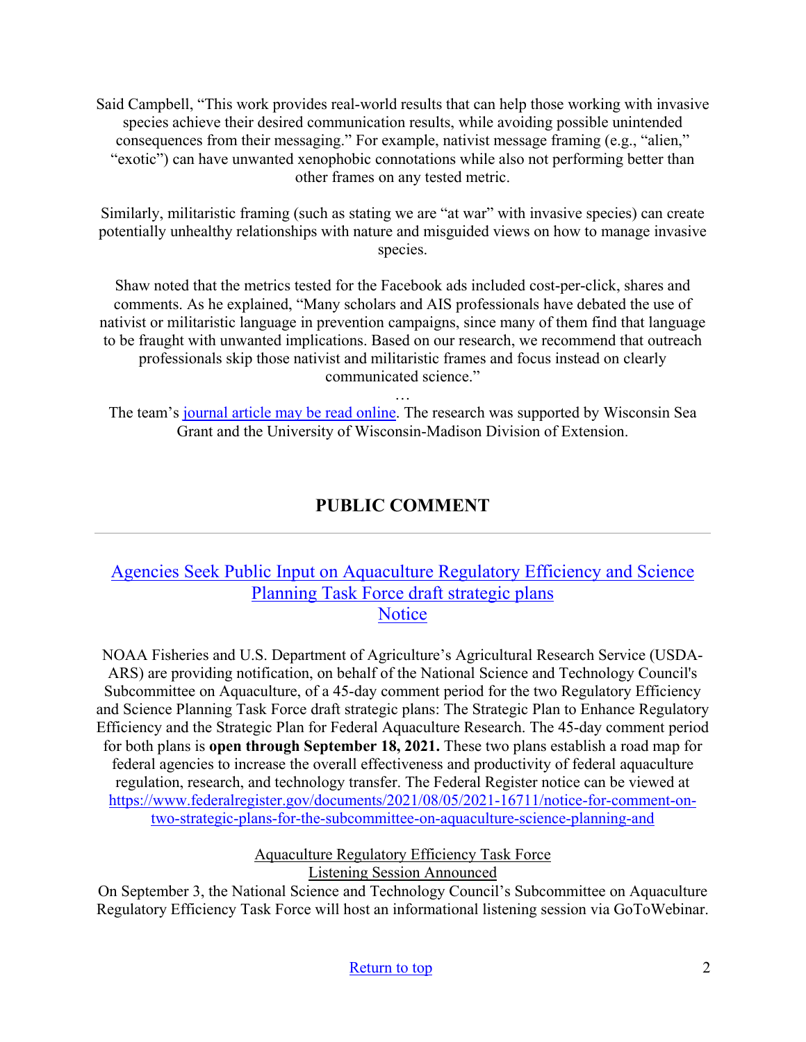Said Campbell, "This work provides real-world results that can help those working with invasive species achieve their desired communication results, while avoiding possible unintended consequences from their messaging." For example, nativist message framing (e.g., "alien," "exotic") can have unwanted xenophobic connotations while also not performing better than other frames on any tested metric.

Similarly, militaristic framing (such as stating we are "at war" with invasive species) can create potentially unhealthy relationships with nature and misguided views on how to manage invasive species.

Shaw noted that the metrics tested for the Facebook ads included cost-per-click, shares and comments. As he explained, "Many scholars and AIS professionals have debated the use of nativist or militaristic language in prevention campaigns, since many of them find that language to be fraught with unwanted implications. Based on our research, we recommend that outreach professionals skip those nativist and militaristic frames and focus instead on clearly communicated science."

…

The team's journal article may be read online. The research was supported by Wisconsin Sea Grant and the University of Wisconsin-Madison Division of Extension.

## PUBLIC COMMENT

---

### Agencies Seek Public Input on Aquaculture Regulatory Efficiency and Science Planning Task Force draft strategic plans
### Notice

NOAA Fisheries and U.S. Department of Agriculture's Agricultural Research Service (USDA-ARS) are providing notification, on behalf of the National Science and Technology Council's Subcommittee on Aquaculture, of a 45-day comment period for the two Regulatory Efficiency and Science Planning Task Force draft strategic plans: The Strategic Plan to Enhance Regulatory Efficiency and the Strategic Plan for Federal Aquaculture Research. The 45-day comment period for both plans is **open through September 18, 2021.** These two plans establish a road map for federal agencies to increase the overall effectiveness and productivity of federal aquaculture regulation, research, and technology transfer. The Federal Register notice can be viewed at https://www.federalregister.gov/documents/2021/08/05/2021-16711/notice-for-comment-on-two-strategic-plans-for-the-subcommittee-on-aquaculture-science-planning-and

Aquaculture Regulatory Efficiency Task Force
Listening Session Announced

On September 3, the National Science and Technology Council's Subcommittee on Aquaculture Regulatory Efficiency Task Force will host an informational listening session via GoToWebinar.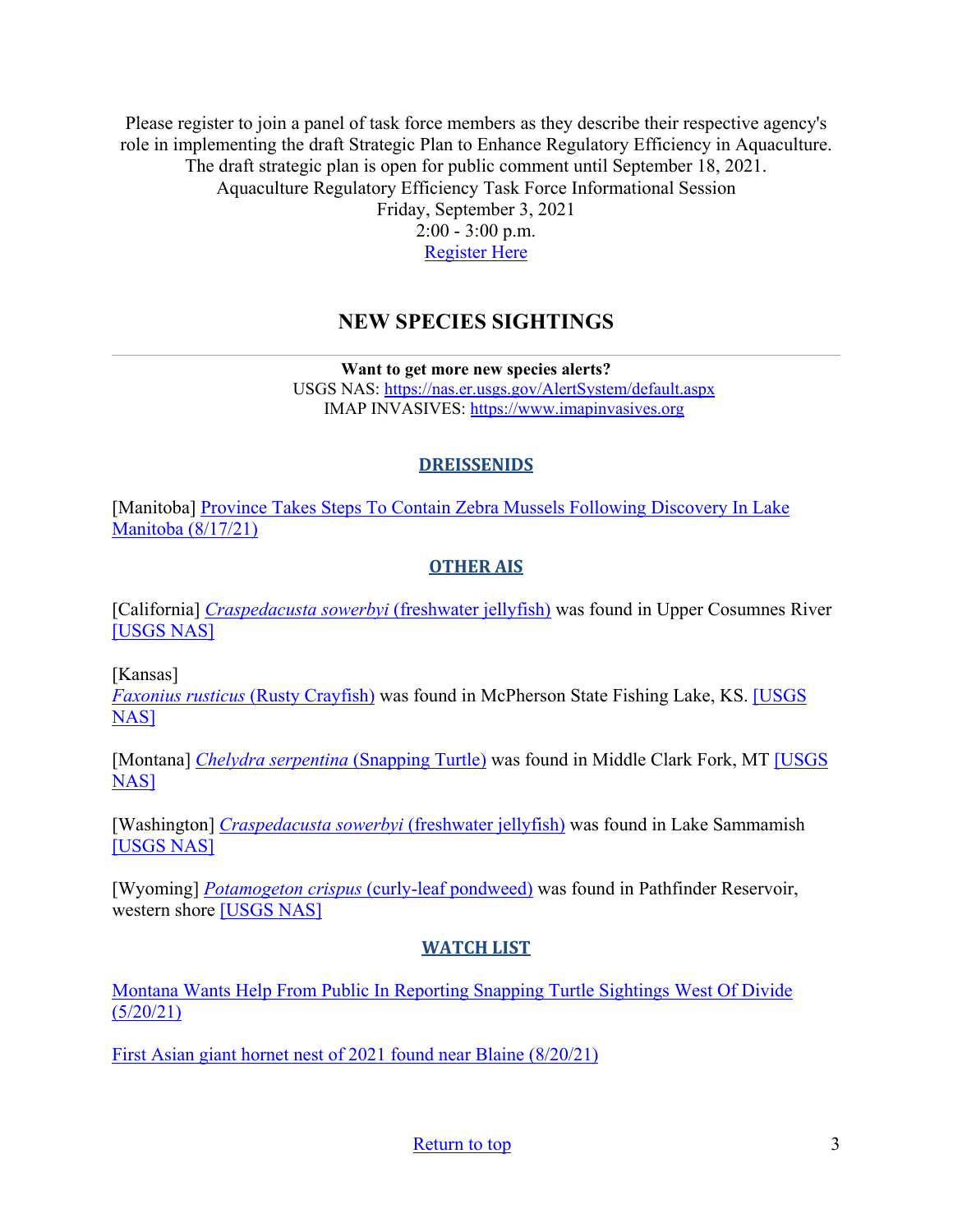Please register to join a panel of task force members as they describe their respective agency's role in implementing the draft Strategic Plan to Enhance Regulatory Efficiency in Aquaculture. The draft strategic plan is open for public comment until September 18, 2021.
Aquaculture Regulatory Efficiency Task Force Informational Session
Friday, September 3, 2021
2:00 - 3:00 p.m.
Register Here

## NEW SPECIES SIGHTINGS

---

**Want to get more new species alerts?**
USGS NAS: https://nas.er.usgs.gov/AlertSystem/default.aspx
IMAP INVASIVES: https://www.imapinvasives.org

### DREISSENIDS

[Manitoba] Province Takes Steps To Contain Zebra Mussels Following Discovery In Lake Manitoba (8/17/21)

### OTHER AIS

[California] *Craspedacusta sowerbyi* (freshwater jellyfish) was found in Upper Cosumnes River [USGS NAS]

[Kansas]
*Faxonius rusticus* (Rusty Crayfish) was found in McPherson State Fishing Lake, KS. [USGS NAS]

[Montana] *Chelydra serpentina* (Snapping Turtle) was found in Middle Clark Fork, MT [USGS NAS]

[Washington] *Craspedacusta sowerbyi* (freshwater jellyfish) was found in Lake Sammamish [USGS NAS]

[Wyoming] *Potamogeton crispus* (curly-leaf pondweed) was found in Pathfinder Reservoir, western shore [USGS NAS]

### WATCH LIST

Montana Wants Help From Public In Reporting Snapping Turtle Sightings West Of Divide (5/20/21)

First Asian giant hornet nest of 2021 found near Blaine (8/20/21)

Return to top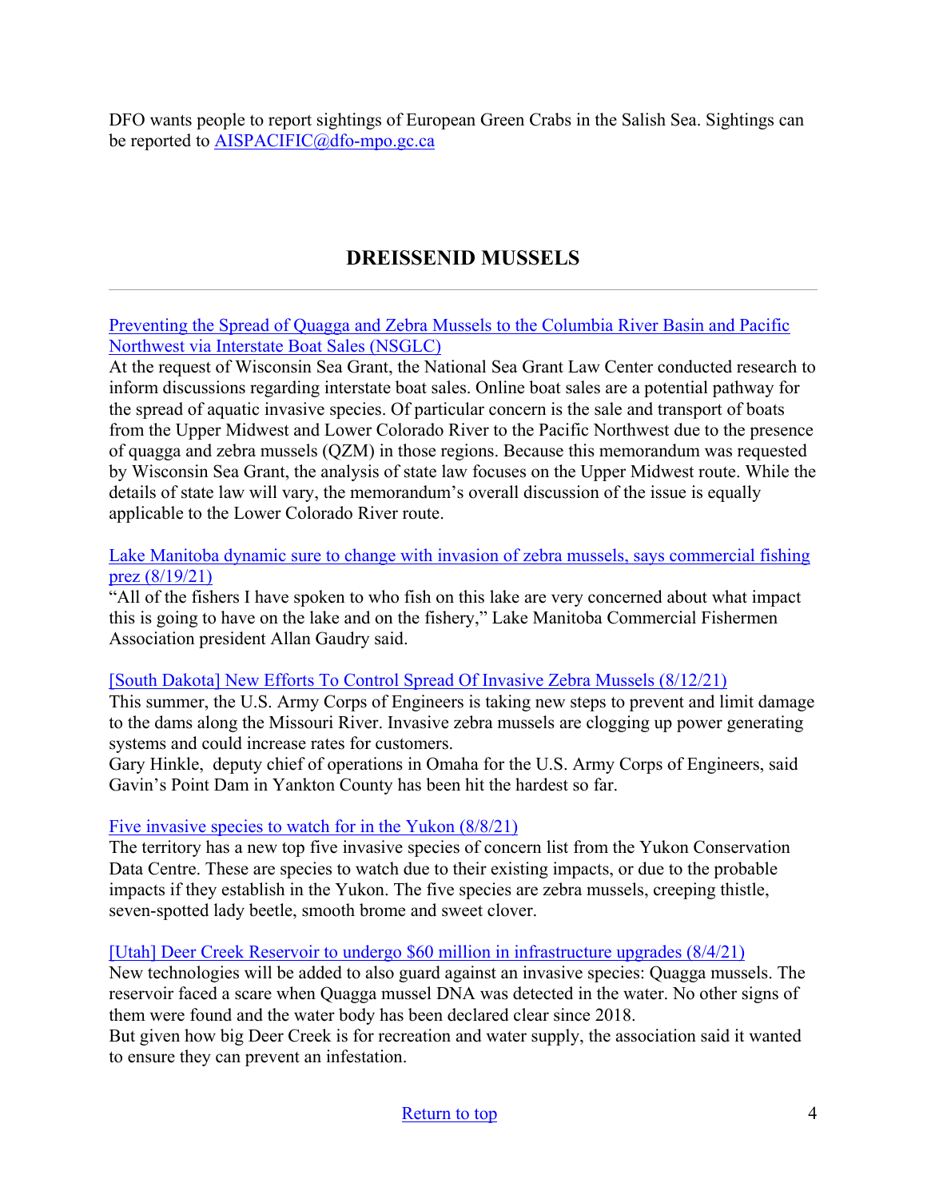DFO wants people to report sightings of European Green Crabs in the Salish Sea. Sightings can be reported to AISPACIFIC@dfo-mpo.gc.ca

## DREISSENID MUSSELS

Preventing the Spread of Quagga and Zebra Mussels to the Columbia River Basin and Pacific Northwest via Interstate Boat Sales (NSGLC)

At the request of Wisconsin Sea Grant, the National Sea Grant Law Center conducted research to inform discussions regarding interstate boat sales. Online boat sales are a potential pathway for the spread of aquatic invasive species. Of particular concern is the sale and transport of boats from the Upper Midwest and Lower Colorado River to the Pacific Northwest due to the presence of quagga and zebra mussels (QZM) in those regions. Because this memorandum was requested by Wisconsin Sea Grant, the analysis of state law focuses on the Upper Midwest route. While the details of state law will vary, the memorandum's overall discussion of the issue is equally applicable to the Lower Colorado River route.

Lake Manitoba dynamic sure to change with invasion of zebra mussels, says commercial fishing prez (8/19/21)

"All of the fishers I have spoken to who fish on this lake are very concerned about what impact this is going to have on the lake and on the fishery," Lake Manitoba Commercial Fishermen Association president Allan Gaudry said.

[South Dakota] New Efforts To Control Spread Of Invasive Zebra Mussels (8/12/21)

This summer, the U.S. Army Corps of Engineers is taking new steps to prevent and limit damage to the dams along the Missouri River. Invasive zebra mussels are clogging up power generating systems and could increase rates for customers.

Gary Hinkle, deputy chief of operations in Omaha for the U.S. Army Corps of Engineers, said Gavin's Point Dam in Yankton County has been hit the hardest so far.

Five invasive species to watch for in the Yukon (8/8/21)

The territory has a new top five invasive species of concern list from the Yukon Conservation Data Centre. These are species to watch due to their existing impacts, or due to the probable impacts if they establish in the Yukon. The five species are zebra mussels, creeping thistle, seven-spotted lady beetle, smooth brome and sweet clover.

[Utah] Deer Creek Reservoir to undergo $60 million in infrastructure upgrades (8/4/21)

New technologies will be added to also guard against an invasive species: Quagga mussels. The reservoir faced a scare when Quagga mussel DNA was detected in the water. No other signs of them were found and the water body has been declared clear since 2018.

But given how big Deer Creek is for recreation and water supply, the association said it wanted to ensure they can prevent an infestation.

Return to top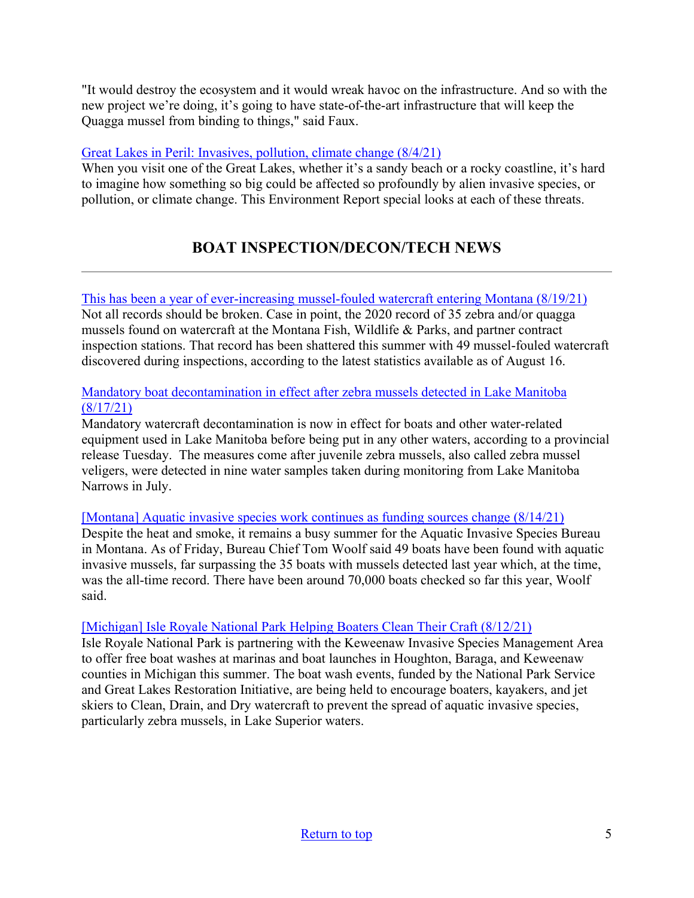"It would destroy the ecosystem and it would wreak havoc on the infrastructure. And so with the new project we're doing, it's going to have state-of-the-art infrastructure that will keep the Quagga mussel from binding to things," said Faux.

[Great Lakes in Peril: Invasives, pollution, climate change (8/4/21)]
When you visit one of the Great Lakes, whether it's a sandy beach or a rocky coastline, it's hard to imagine how something so big could be affected so profoundly by alien invasive species, or pollution, or climate change. This Environment Report special looks at each of these threats.

## BOAT INSPECTION/DECON/TECH NEWS

---

[This has been a year of ever-increasing mussel-fouled watercraft entering Montana (8/19/21)]
Not all records should be broken. Case in point, the 2020 record of 35 zebra and/or quagga mussels found on watercraft at the Montana Fish, Wildlife & Parks, and partner contract inspection stations. That record has been shattered this summer with 49 mussel-fouled watercraft discovered during inspections, according to the latest statistics available as of August 16.

[Mandatory boat decontamination in effect after zebra mussels detected in Lake Manitoba (8/17/21)]
Mandatory watercraft decontamination is now in effect for boats and other water-related equipment used in Lake Manitoba before being put in any other waters, according to a provincial release Tuesday. The measures come after juvenile zebra mussels, also called zebra mussel veligers, were detected in nine water samples taken during monitoring from Lake Manitoba Narrows in July.

[[Montana] Aquatic invasive species work continues as funding sources change (8/14/21)]
Despite the heat and smoke, it remains a busy summer for the Aquatic Invasive Species Bureau in Montana. As of Friday, Bureau Chief Tom Woolf said 49 boats have been found with aquatic invasive mussels, far surpassing the 35 boats with mussels detected last year which, at the time, was the all-time record. There have been around 70,000 boats checked so far this year, Woolf said.

[[Michigan] Isle Royale National Park Helping Boaters Clean Their Craft (8/12/21)]
Isle Royale National Park is partnering with the Keweenaw Invasive Species Management Area to offer free boat washes at marinas and boat launches in Houghton, Baraga, and Keweenaw counties in Michigan this summer. The boat wash events, funded by the National Park Service and Great Lakes Restoration Initiative, are being held to encourage boaters, kayakers, and jet skiers to Clean, Drain, and Dry watercraft to prevent the spread of aquatic invasive species, particularly zebra mussels, in Lake Superior waters.

Return to top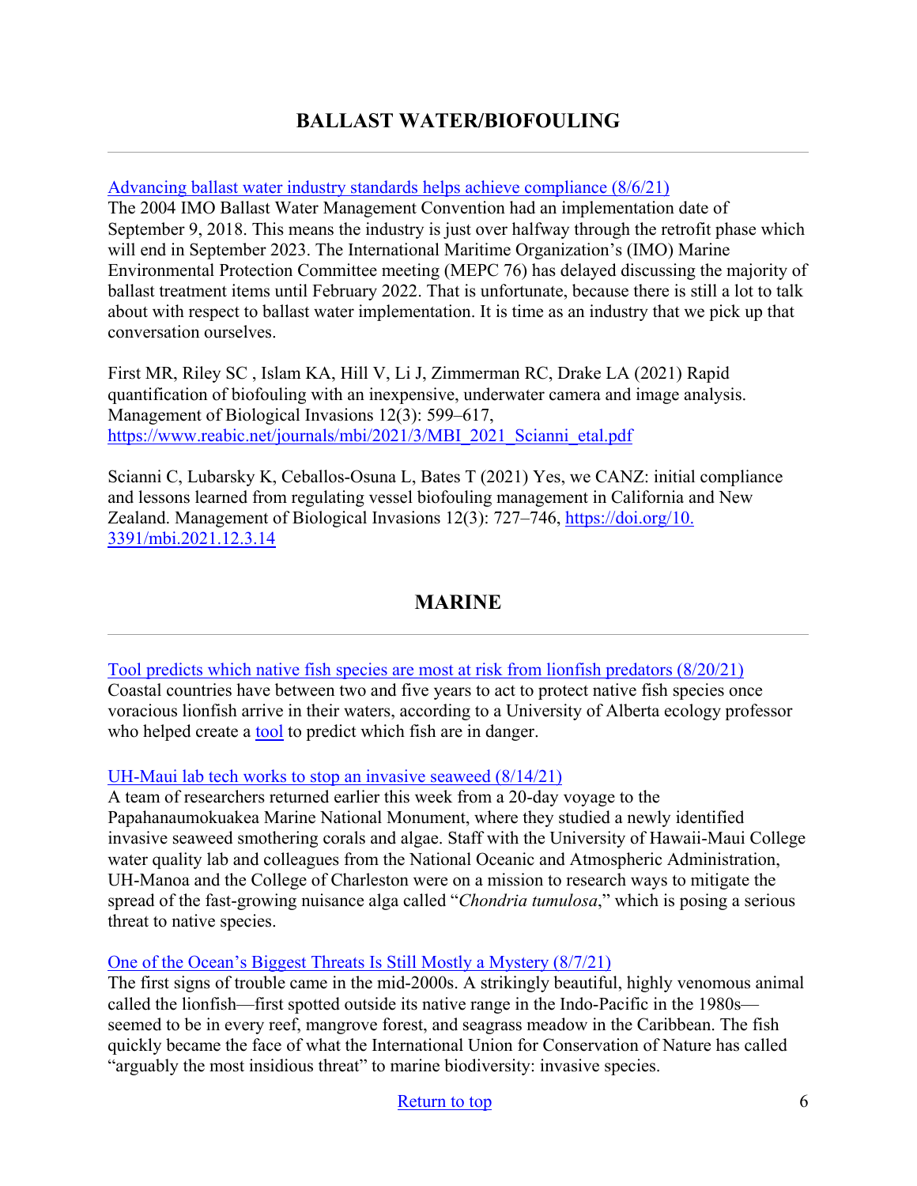## BALLAST WATER/BIOFOULING

---

[Advancing ballast water industry standards helps achieve compliance (8/6/21)](#)
The 2004 IMO Ballast Water Management Convention had an implementation date of September 9, 2018. This means the industry is just over halfway through the retrofit phase which will end in September 2023. The International Maritime Organization's (IMO) Marine Environmental Protection Committee meeting (MEPC 76) has delayed discussing the majority of ballast treatment items until February 2022. That is unfortunate, because there is still a lot to talk about with respect to ballast water implementation. It is time as an industry that we pick up that conversation ourselves.

First MR, Riley SC , Islam KA, Hill V, Li J, Zimmerman RC, Drake LA (2021) Rapid quantification of biofouling with an inexpensive, underwater camera and image analysis. Management of Biological Invasions 12(3): 599–617, [https://www.reabic.net/journals/mbi/2021/3/MBI_2021_Scianni_etal.pdf](https://www.reabic.net/journals/mbi/2021/3/MBI_2021_Scianni_etal.pdf)

Scianni C, Lubarsky K, Ceballos-Osuna L, Bates T (2021) Yes, we CANZ: initial compliance and lessons learned from regulating vessel biofouling management in California and New Zealand. Management of Biological Invasions 12(3): 727–746, [https://doi.org/10.3391/mbi.2021.12.3.14](https://doi.org/10.3391/mbi.2021.12.3.14)

## MARINE

---

[Tool predicts which native fish species are most at risk from lionfish predators (8/20/21)](#)
Coastal countries have between two and five years to act to protect native fish species once voracious lionfish arrive in their waters, according to a University of Alberta ecology professor who helped create a [tool](#) to predict which fish are in danger.

[UH-Maui lab tech works to stop an invasive seaweed (8/14/21)](#)
A team of researchers returned earlier this week from a 20-day voyage to the Papahanaumokuakea Marine National Monument, where they studied a newly identified invasive seaweed smothering corals and algae. Staff with the University of Hawaii-Maui College water quality lab and colleagues from the National Oceanic and Atmospheric Administration, UH-Manoa and the College of Charleston were on a mission to research ways to mitigate the spread of the fast-growing nuisance alga called "*Chondria tumulosa*," which is posing a serious threat to native species.

[One of the Ocean's Biggest Threats Is Still Mostly a Mystery (8/7/21)](#)
The first signs of trouble came in the mid-2000s. A strikingly beautiful, highly venomous animal called the lionfish—first spotted outside its native range in the Indo-Pacific in the 1980s—seemed to be in every reef, mangrove forest, and seagrass meadow in the Caribbean. The fish quickly became the face of what the International Union for Conservation of Nature has called "arguably the most insidious threat" to marine biodiversity: invasive species.

[Return to top](#)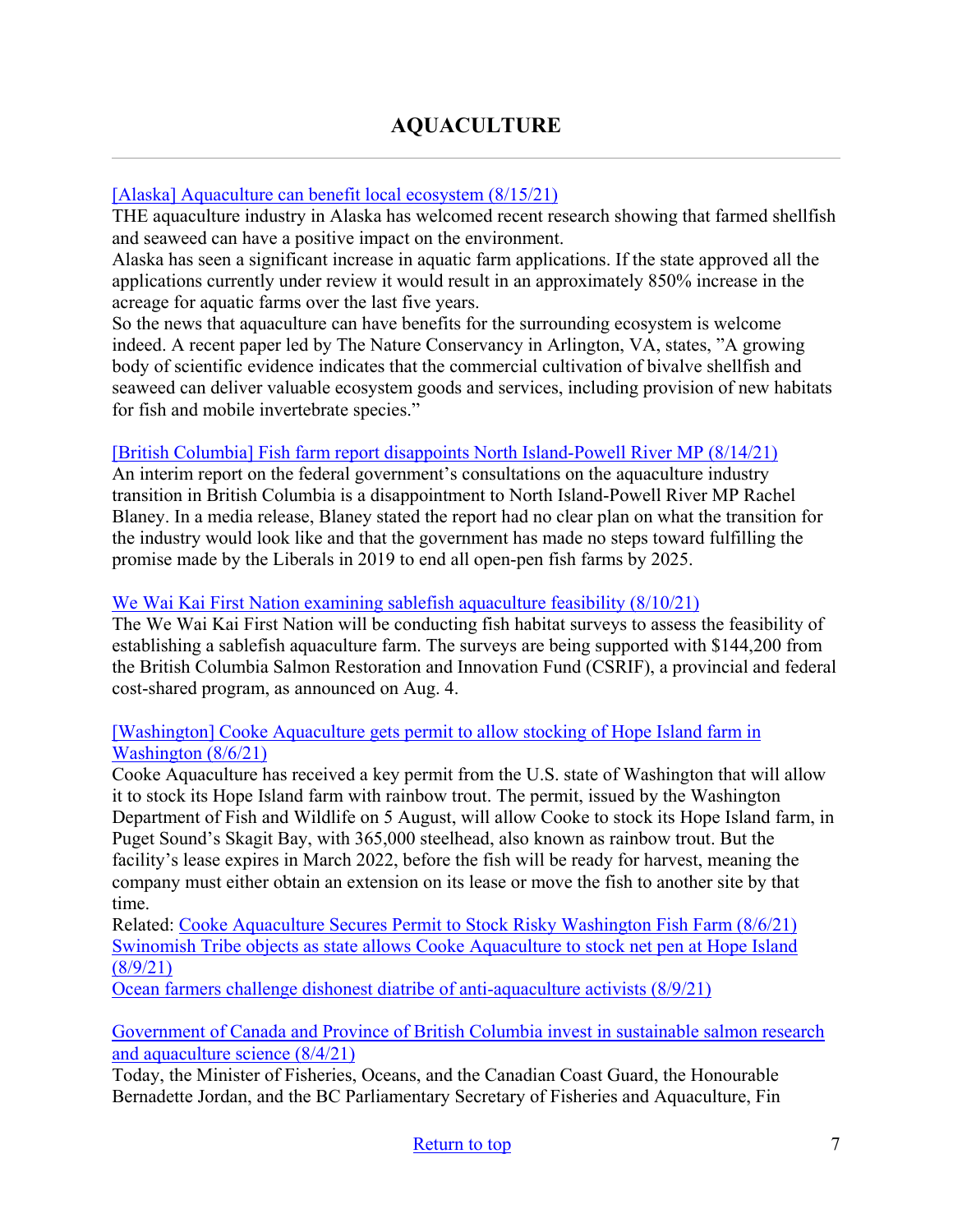# AQUACULTURE

---

[Alaska] Aquaculture can benefit local ecosystem (8/15/21)

THE aquaculture industry in Alaska has welcomed recent research showing that farmed shellfish and seaweed can have a positive impact on the environment.

Alaska has seen a significant increase in aquatic farm applications. If the state approved all the applications currently under review it would result in an approximately 850% increase in the acreage for aquatic farms over the last five years.

So the news that aquaculture can have benefits for the surrounding ecosystem is welcome indeed. A recent paper led by The Nature Conservancy in Arlington, VA, states, "A growing body of scientific evidence indicates that the commercial cultivation of bivalve shellfish and seaweed can deliver valuable ecosystem goods and services, including provision of new habitats for fish and mobile invertebrate species."

[British Columbia] Fish farm report disappoints North Island-Powell River MP (8/14/21)

An interim report on the federal government's consultations on the aquaculture industry transition in British Columbia is a disappointment to North Island-Powell River MP Rachel Blaney. In a media release, Blaney stated the report had no clear plan on what the transition for the industry would look like and that the government has made no steps toward fulfilling the promise made by the Liberals in 2019 to end all open-pen fish farms by 2025.

We Wai Kai First Nation examining sablefish aquaculture feasibility (8/10/21)

The We Wai Kai First Nation will be conducting fish habitat surveys to assess the feasibility of establishing a sablefish aquaculture farm. The surveys are being supported with $144,200 from the British Columbia Salmon Restoration and Innovation Fund (CSRIF), a provincial and federal cost-shared program, as announced on Aug. 4.

[Washington] Cooke Aquaculture gets permit to allow stocking of Hope Island farm in Washington (8/6/21)

Cooke Aquaculture has received a key permit from the U.S. state of Washington that will allow it to stock its Hope Island farm with rainbow trout. The permit, issued by the Washington Department of Fish and Wildlife on 5 August, will allow Cooke to stock its Hope Island farm, in Puget Sound's Skagit Bay, with 365,000 steelhead, also known as rainbow trout. But the facility's lease expires in March 2022, before the fish will be ready for harvest, meaning the company must either obtain an extension on its lease or move the fish to another site by that time.

Related: Cooke Aquaculture Secures Permit to Stock Risky Washington Fish Farm (8/6/21)
Swinomish Tribe objects as state allows Cooke Aquaculture to stock net pen at Hope Island (8/9/21)
Ocean farmers challenge dishonest diatribe of anti-aquaculture activists (8/9/21)

Government of Canada and Province of British Columbia invest in sustainable salmon research and aquaculture science (8/4/21)

Today, the Minister of Fisheries, Oceans, and the Canadian Coast Guard, the Honourable Bernadette Jordan, and the BC Parliamentary Secretary of Fisheries and Aquaculture, Fin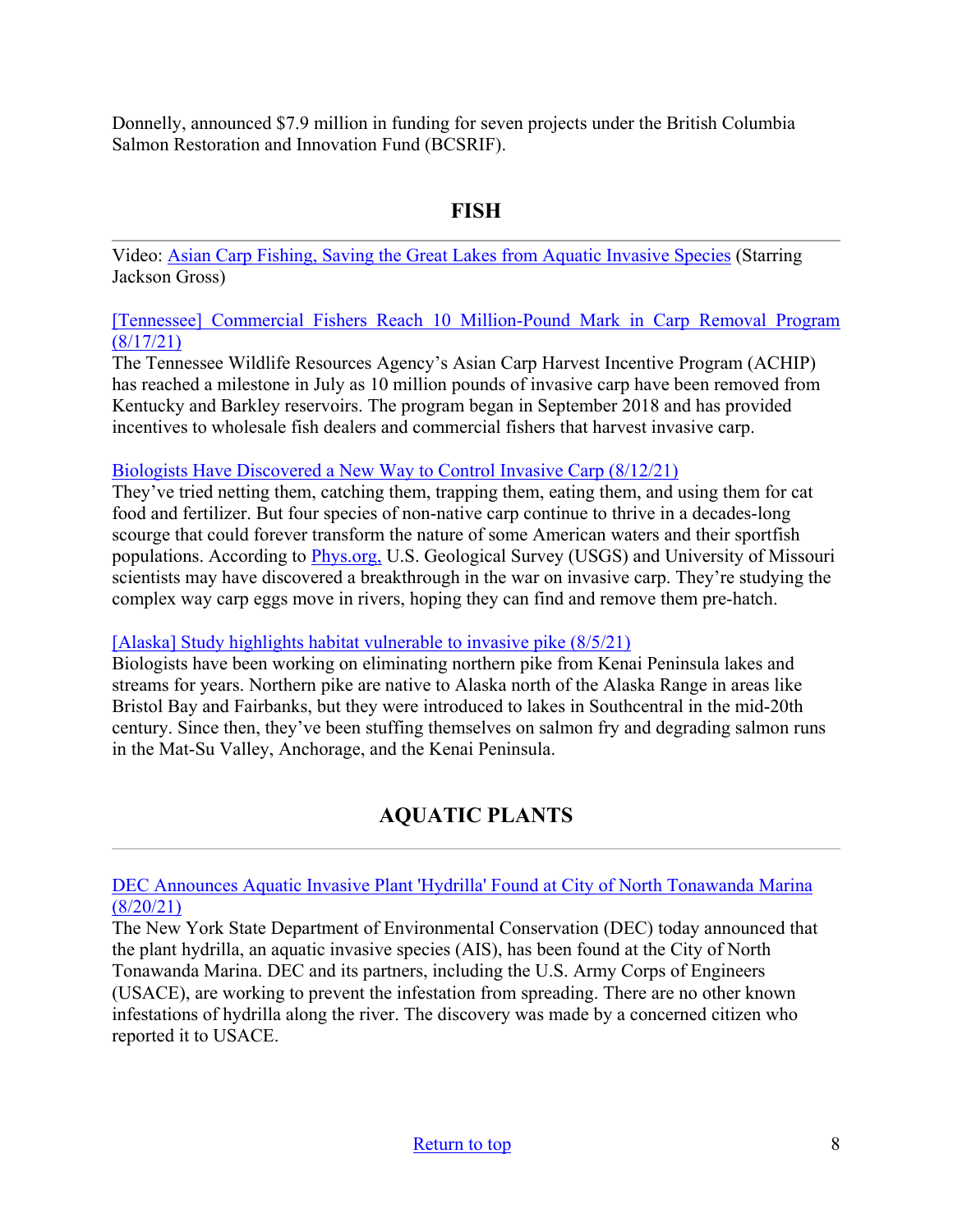Donnelly, announced $7.9 million in funding for seven projects under the British Columbia Salmon Restoration and Innovation Fund (BCSRIF).

## FISH

Video: [Asian Carp Fishing, Saving the Great Lakes from Aquatic Invasive Species]() (Starring Jackson Gross)

[[Tennessee] Commercial Fishers Reach 10 Million-Pound Mark in Carp Removal Program (8/17/21)]()
The Tennessee Wildlife Resources Agency's Asian Carp Harvest Incentive Program (ACHIP) has reached a milestone in July as 10 million pounds of invasive carp have been removed from Kentucky and Barkley reservoirs. The program began in September 2018 and has provided incentives to wholesale fish dealers and commercial fishers that harvest invasive carp.

[Biologists Have Discovered a New Way to Control Invasive Carp (8/12/21)]()
They've tried netting them, catching them, trapping them, eating them, and using them for cat food and fertilizer. But four species of non-native carp continue to thrive in a decades-long scourge that could forever transform the nature of some American waters and their sportfish populations. According to [Phys.org,]() U.S. Geological Survey (USGS) and University of Missouri scientists may have discovered a breakthrough in the war on invasive carp. They're studying the complex way carp eggs move in rivers, hoping they can find and remove them pre-hatch.

[[Alaska] Study highlights habitat vulnerable to invasive pike (8/5/21)]()
Biologists have been working on eliminating northern pike from Kenai Peninsula lakes and streams for years. Northern pike are native to Alaska north of the Alaska Range in areas like Bristol Bay and Fairbanks, but they were introduced to lakes in Southcentral in the mid-20th century. Since then, they've been stuffing themselves on salmon fry and degrading salmon runs in the Mat-Su Valley, Anchorage, and the Kenai Peninsula.

## AQUATIC PLANTS

[DEC Announces Aquatic Invasive Plant 'Hydrilla' Found at City of North Tonawanda Marina (8/20/21)]()
The New York State Department of Environmental Conservation (DEC) today announced that the plant hydrilla, an aquatic invasive species (AIS), has been found at the City of North Tonawanda Marina. DEC and its partners, including the U.S. Army Corps of Engineers (USACE), are working to prevent the infestation from spreading. There are no other known infestations of hydrilla along the river. The discovery was made by a concerned citizen who reported it to USACE.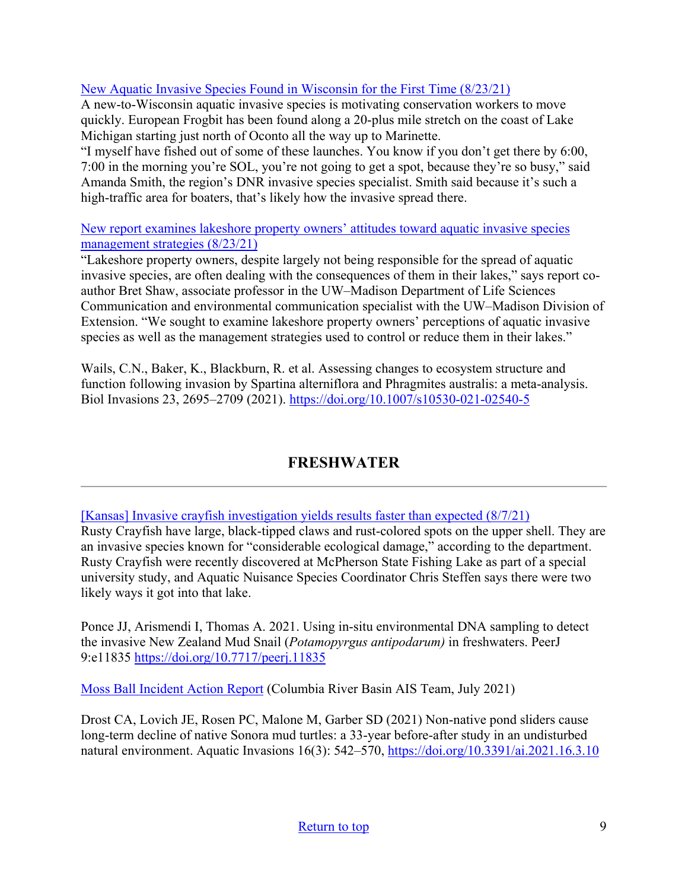[New Aquatic Invasive Species Found in Wisconsin for the First Time (8/23/21)](#)
A new-to-Wisconsin aquatic invasive species is motivating conservation workers to move quickly. European Frogbit has been found along a 20-plus mile stretch on the coast of Lake Michigan starting just north of Oconto all the way up to Marinette.
"I myself have fished out of some of these launches. You know if you don't get there by 6:00, 7:00 in the morning you're SOL, you're not going to get a spot, because they're so busy," said Amanda Smith, the region's DNR invasive species specialist. Smith said because it's such a high-traffic area for boaters, that's likely how the invasive spread there.

[New report examines lakeshore property owners' attitudes toward aquatic invasive species management strategies (8/23/21)](#)
"Lakeshore property owners, despite largely not being responsible for the spread of aquatic invasive species, are often dealing with the consequences of them in their lakes," says report co-author Bret Shaw, associate professor in the UW–Madison Department of Life Sciences Communication and environmental communication specialist with the UW–Madison Division of Extension. "We sought to examine lakeshore property owners' perceptions of aquatic invasive species as well as the management strategies used to control or reduce them in their lakes."

Wails, C.N., Baker, K., Blackburn, R. et al. Assessing changes to ecosystem structure and function following invasion by Spartina alterniflora and Phragmites australis: a meta-analysis. Biol Invasions 23, 2695–2709 (2021). https://doi.org/10.1007/s10530-021-02540-5

## FRESHWATER

[[Kansas] Invasive crayfish investigation yields results faster than expected (8/7/21)](#)
Rusty Crayfish have large, black-tipped claws and rust-colored spots on the upper shell. They are an invasive species known for "considerable ecological damage," according to the department. Rusty Crayfish were recently discovered at McPherson State Fishing Lake as part of a special university study, and Aquatic Nuisance Species Coordinator Chris Steffen says there were two likely ways it got into that lake.

Ponce JJ, Arismendi I, Thomas A. 2021. Using in-situ environmental DNA sampling to detect the invasive New Zealand Mud Snail (*Potamopyrgus antipodarum)* in freshwaters. PeerJ 9:e11835 https://doi.org/10.7717/peerj.11835

[Moss Ball Incident Action Report](#) (Columbia River Basin AIS Team, July 2021)

Drost CA, Lovich JE, Rosen PC, Malone M, Garber SD (2021) Non-native pond sliders cause long-term decline of native Sonora mud turtles: a 33-year before-after study in an undisturbed natural environment. Aquatic Invasions 16(3): 542–570, https://doi.org/10.3391/ai.2021.16.3.10

[Return to top](#)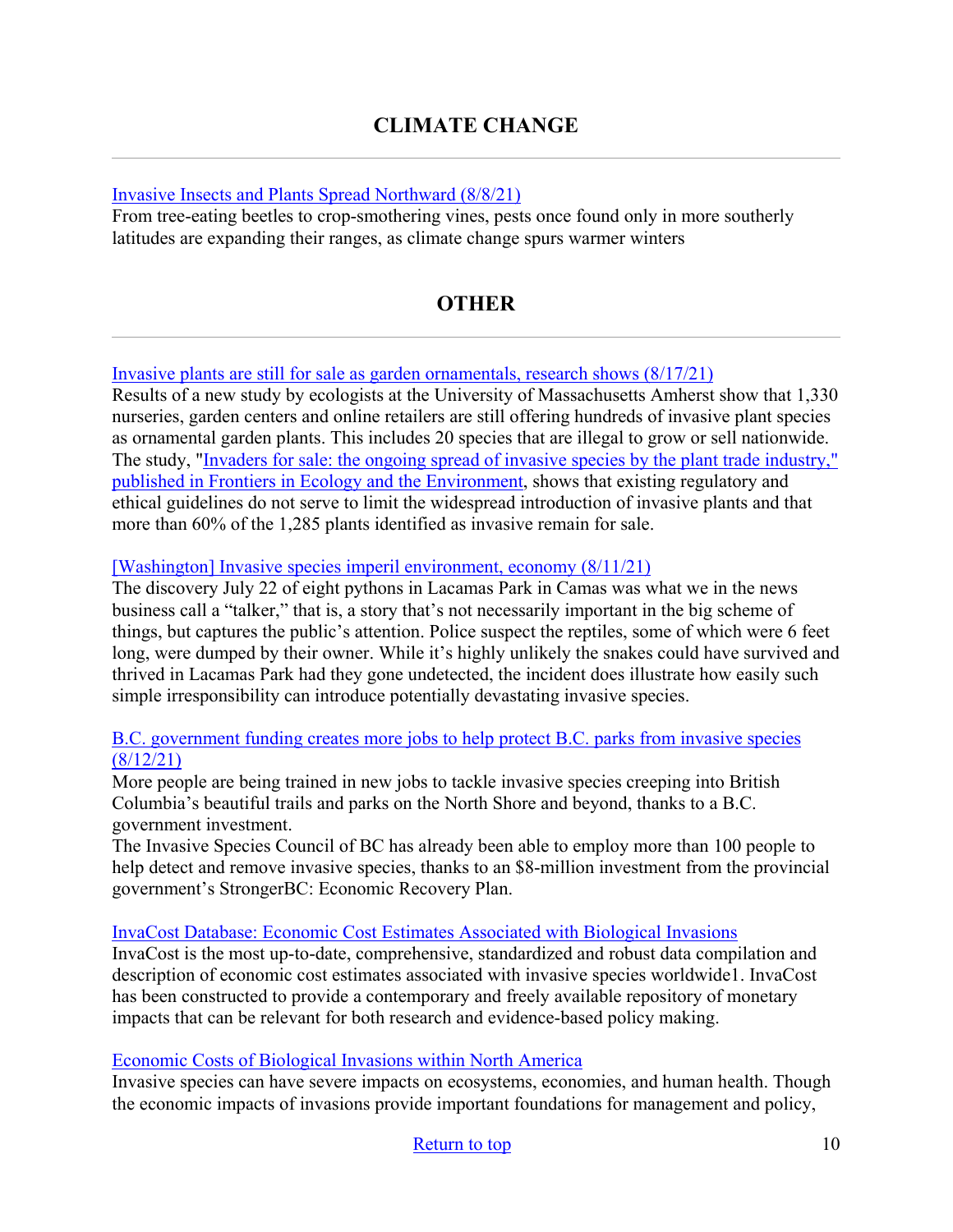## CLIMATE CHANGE

---

[Invasive Insects and Plants Spread Northward (8/8/21)]
From tree-eating beetles to crop-smothering vines, pests once found only in more southerly latitudes are expanding their ranges, as climate change spurs warmer winters

## OTHER

---

[Invasive plants are still for sale as garden ornamentals, research shows (8/17/21)]
Results of a new study by ecologists at the University of Massachusetts Amherst show that 1,330 nurseries, garden centers and online retailers are still offering hundreds of invasive plant species as ornamental garden plants. This includes 20 species that are illegal to grow or sell nationwide. The study, "Invaders for sale: the ongoing spread of invasive species by the plant trade industry," published in Frontiers in Ecology and the Environment, shows that existing regulatory and ethical guidelines do not serve to limit the widespread introduction of invasive plants and that more than 60% of the 1,285 plants identified as invasive remain for sale.

[Washington] Invasive species imperil environment, economy (8/11/21)
The discovery July 22 of eight pythons in Lacamas Park in Camas was what we in the news business call a "talker," that is, a story that's not necessarily important in the big scheme of things, but captures the public's attention. Police suspect the reptiles, some of which were 6 feet long, were dumped by their owner. While it's highly unlikely the snakes could have survived and thrived in Lacamas Park had they gone undetected, the incident does illustrate how easily such simple irresponsibility can introduce potentially devastating invasive species.

[B.C. government funding creates more jobs to help protect B.C. parks from invasive species (8/12/21)]
More people are being trained in new jobs to tackle invasive species creeping into British Columbia's beautiful trails and parks on the North Shore and beyond, thanks to a B.C. government investment.
The Invasive Species Council of BC has already been able to employ more than 100 people to help detect and remove invasive species, thanks to an $8-million investment from the provincial government's StrongerBC: Economic Recovery Plan.

[InvaCost Database: Economic Cost Estimates Associated with Biological Invasions]
InvaCost is the most up-to-date, comprehensive, standardized and robust data compilation and description of economic cost estimates associated with invasive species worldwide1. InvaCost has been constructed to provide a contemporary and freely available repository of monetary impacts that can be relevant for both research and evidence-based policy making.

[Economic Costs of Biological Invasions within North America]
Invasive species can have severe impacts on ecosystems, economies, and human health. Though the economic impacts of invasions provide important foundations for management and policy,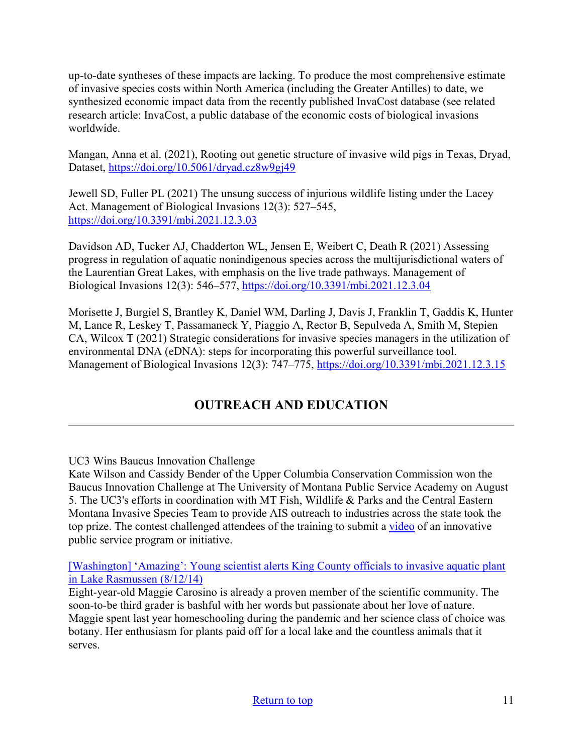up-to-date syntheses of these impacts are lacking. To produce the most comprehensive estimate of invasive species costs within North America (including the Greater Antilles) to date, we synthesized economic impact data from the recently published InvaCost database (see related research article: InvaCost, a public database of the economic costs of biological invasions worldwide.

Mangan, Anna et al. (2021), Rooting out genetic structure of invasive wild pigs in Texas, Dryad, Dataset, [https://doi.org/10.5061/dryad.cz8w9gj49](https://doi.org/10.5061/dryad.cz8w9gj49)

Jewell SD, Fuller PL (2021) The unsung success of injurious wildlife listing under the Lacey Act. Management of Biological Invasions 12(3): 527–545, [https://doi.org/10.3391/mbi.2021.12.3.03](https://doi.org/10.3391/mbi.2021.12.3.03)

Davidson AD, Tucker AJ, Chadderton WL, Jensen E, Weibert C, Death R (2021) Assessing progress in regulation of aquatic nonindigenous species across the multijurisdictional waters of the Laurentian Great Lakes, with emphasis on the live trade pathways. Management of Biological Invasions 12(3): 546–577, [https://doi.org/10.3391/mbi.2021.12.3.04](https://doi.org/10.3391/mbi.2021.12.3.04)

Morisette J, Burgiel S, Brantley K, Daniel WM, Darling J, Davis J, Franklin T, Gaddis K, Hunter M, Lance R, Leskey T, Passamaneck Y, Piaggio A, Rector B, Sepulveda A, Smith M, Stepien CA, Wilcox T (2021) Strategic considerations for invasive species managers in the utilization of environmental DNA (eDNA): steps for incorporating this powerful surveillance tool. Management of Biological Invasions 12(3): 747–775, [https://doi.org/10.3391/mbi.2021.12.3.15](https://doi.org/10.3391/mbi.2021.12.3.15)

## OUTREACH AND EDUCATION

---

UC3 Wins Baucus Innovation Challenge
Kate Wilson and Cassidy Bender of the Upper Columbia Conservation Commission won the Baucus Innovation Challenge at The University of Montana Public Service Academy on August 5. The UC3's efforts in coordination with MT Fish, Wildlife & Parks and the Central Eastern Montana Invasive Species Team to provide AIS outreach to industries across the state took the top prize. The contest challenged attendees of the training to submit a video of an innovative public service program or initiative.

[Washington] 'Amazing': Young scientist alerts King County officials to invasive aquatic plant in Lake Rasmussen (8/12/14)
Eight-year-old Maggie Carosino is already a proven member of the scientific community. The soon-to-be third grader is bashful with her words but passionate about her love of nature. Maggie spent last year homeschooling during the pandemic and her science class of choice was botany. Her enthusiasm for plants paid off for a local lake and the countless animals that it serves.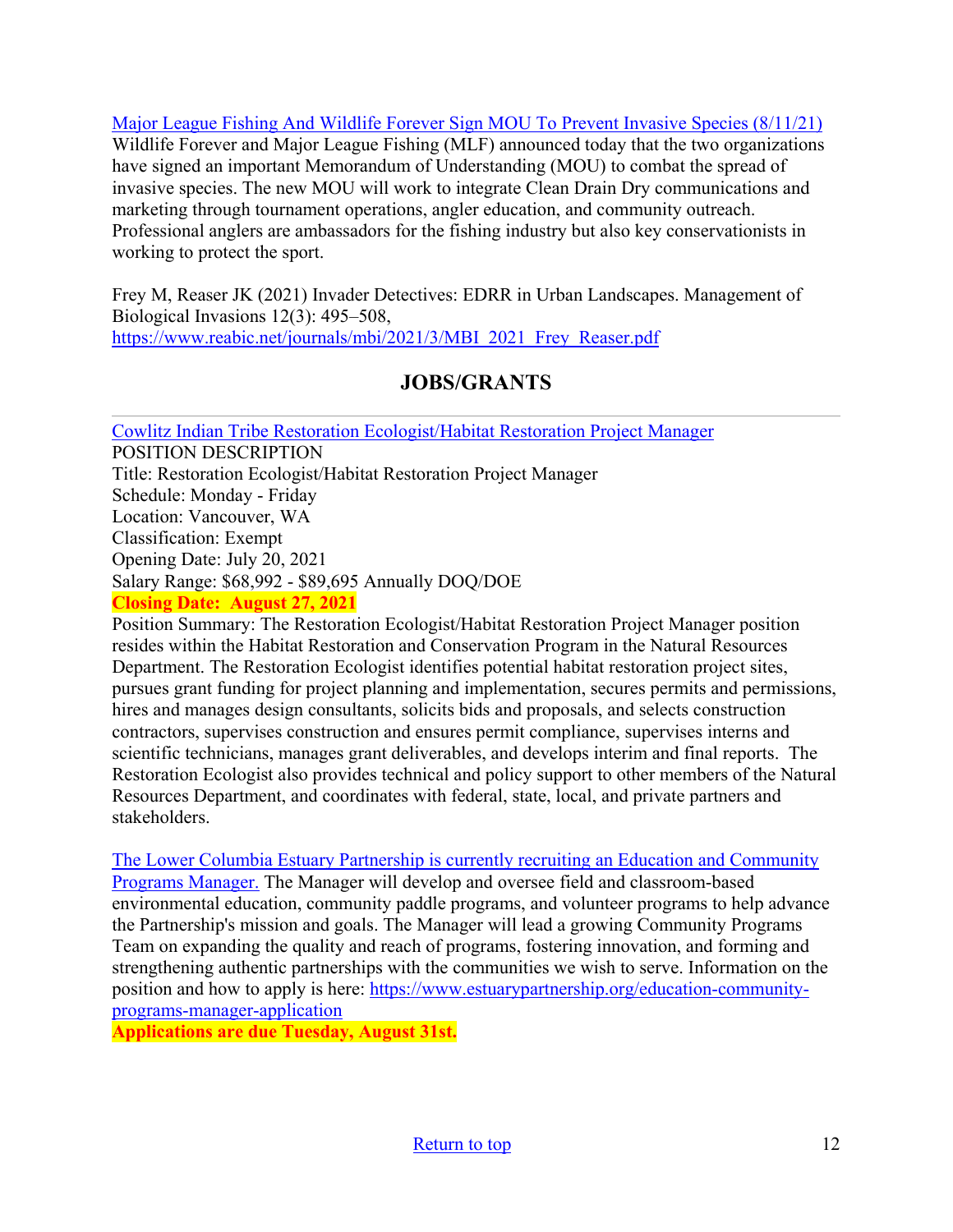Major League Fishing And Wildlife Forever Sign MOU To Prevent Invasive Species (8/11/21)
Wildlife Forever and Major League Fishing (MLF) announced today that the two organizations have signed an important Memorandum of Understanding (MOU) to combat the spread of invasive species. The new MOU will work to integrate Clean Drain Dry communications and marketing through tournament operations, angler education, and community outreach. Professional anglers are ambassadors for the fishing industry but also key conservationists in working to protect the sport.

Frey M, Reaser JK (2021) Invader Detectives: EDRR in Urban Landscapes. Management of Biological Invasions 12(3): 495–508, https://www.reabic.net/journals/mbi/2021/3/MBI_2021_Frey_Reaser.pdf

## JOBS/GRANTS

---

Cowlitz Indian Tribe Restoration Ecologist/Habitat Restoration Project Manager
POSITION DESCRIPTION
Title: Restoration Ecologist/Habitat Restoration Project Manager
Schedule: Monday - Friday
Location: Vancouver, WA
Classification: Exempt
Opening Date: July 20, 2021
Salary Range: $68,992 - $89,695 Annually DOQ/DOE
**Closing Date: August 27, 2021**
Position Summary: The Restoration Ecologist/Habitat Restoration Project Manager position resides within the Habitat Restoration and Conservation Program in the Natural Resources Department. The Restoration Ecologist identifies potential habitat restoration project sites, pursues grant funding for project planning and implementation, secures permits and permissions, hires and manages design consultants, solicits bids and proposals, and selects construction contractors, supervises construction and ensures permit compliance, supervises interns and scientific technicians, manages grant deliverables, and develops interim and final reports. The Restoration Ecologist also provides technical and policy support to other members of the Natural Resources Department, and coordinates with federal, state, local, and private partners and stakeholders.

The Lower Columbia Estuary Partnership is currently recruiting an Education and Community Programs Manager. The Manager will develop and oversee field and classroom-based environmental education, community paddle programs, and volunteer programs to help advance the Partnership's mission and goals. The Manager will lead a growing Community Programs Team on expanding the quality and reach of programs, fostering innovation, and forming and strengthening authentic partnerships with the communities we wish to serve. Information on the position and how to apply is here: https://www.estuarypartnership.org/education-community-programs-manager-application
**Applications are due Tuesday, August 31st.**

Return to top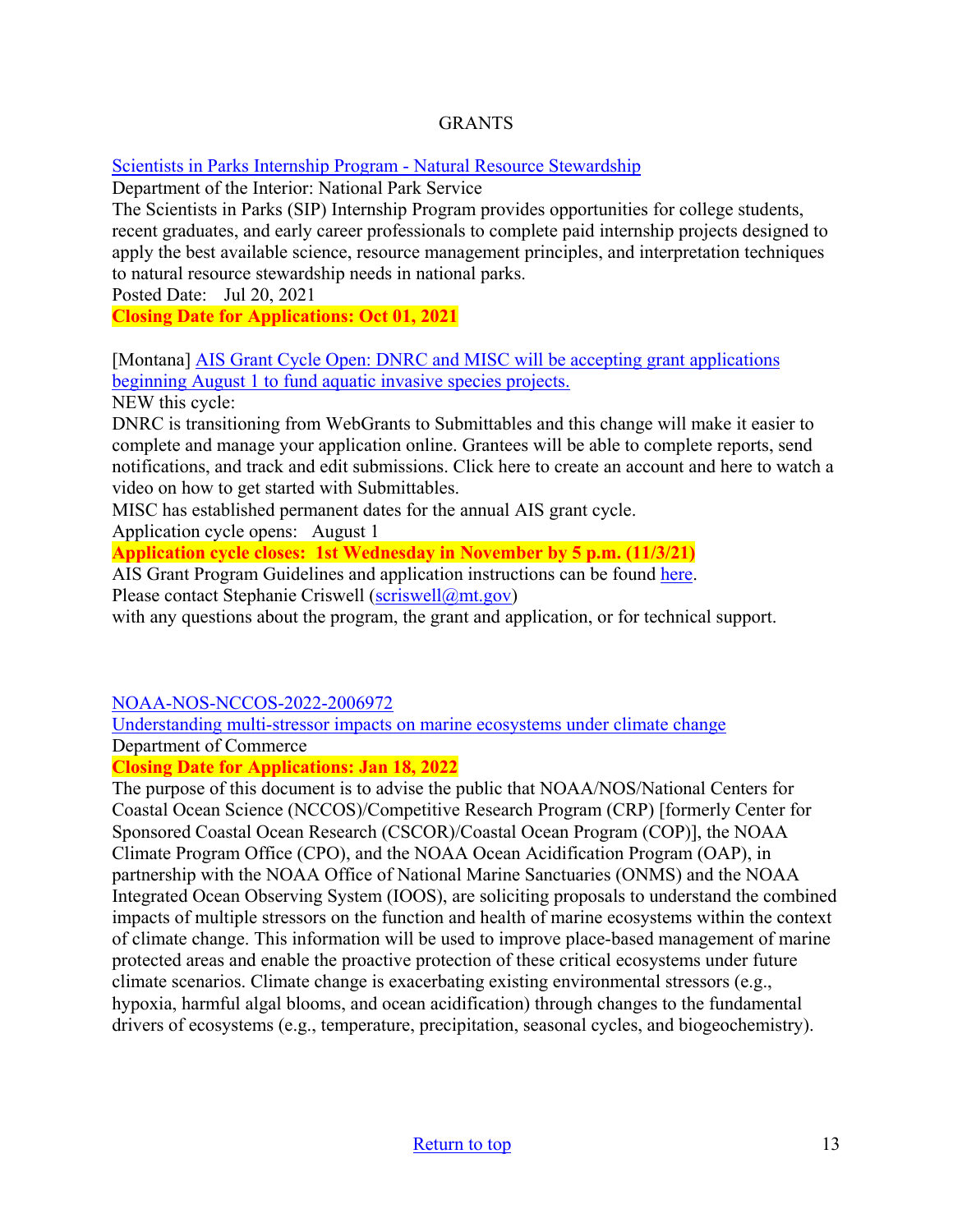GRANTS

Scientists in Parks Internship Program - Natural Resource Stewardship

Department of the Interior: National Park Service

The Scientists in Parks (SIP) Internship Program provides opportunities for college students, recent graduates, and early career professionals to complete paid internship projects designed to apply the best available science, resource management principles, and interpretation techniques to natural resource stewardship needs in national parks.

Posted Date: Jul 20, 2021

**Closing Date for Applications: Oct 01, 2021**

[Montana] AIS Grant Cycle Open: DNRC and MISC will be accepting grant applications beginning August 1 to fund aquatic invasive species projects.

NEW this cycle:

DNRC is transitioning from WebGrants to Submittables and this change will make it easier to complete and manage your application online. Grantees will be able to complete reports, send notifications, and track and edit submissions. Click here to create an account and here to watch a video on how to get started with Submittables.

MISC has established permanent dates for the annual AIS grant cycle.

Application cycle opens: August 1

**Application cycle closes: 1st Wednesday in November by 5 p.m. (11/3/21)**

AIS Grant Program Guidelines and application instructions can be found here.

Please contact Stephanie Criswell (scriswell@mt.gov) with any questions about the program, the grant and application, or for technical support.

NOAA-NOS-NCCOS-2022-2006972

Understanding multi-stressor impacts on marine ecosystems under climate change

Department of Commerce

**Closing Date for Applications: Jan 18, 2022**

The purpose of this document is to advise the public that NOAA/NOS/National Centers for Coastal Ocean Science (NCCOS)/Competitive Research Program (CRP) [formerly Center for Sponsored Coastal Ocean Research (CSCOR)/Coastal Ocean Program (COP)], the NOAA Climate Program Office (CPO), and the NOAA Ocean Acidification Program (OAP), in partnership with the NOAA Office of National Marine Sanctuaries (ONMS) and the NOAA Integrated Ocean Observing System (IOOS), are soliciting proposals to understand the combined impacts of multiple stressors on the function and health of marine ecosystems within the context of climate change. This information will be used to improve place-based management of marine protected areas and enable the proactive protection of these critical ecosystems under future climate scenarios. Climate change is exacerbating existing environmental stressors (e.g., hypoxia, harmful algal blooms, and ocean acidification) through changes to the fundamental drivers of ecosystems (e.g., temperature, precipitation, seasonal cycles, and biogeochemistry).

Return to top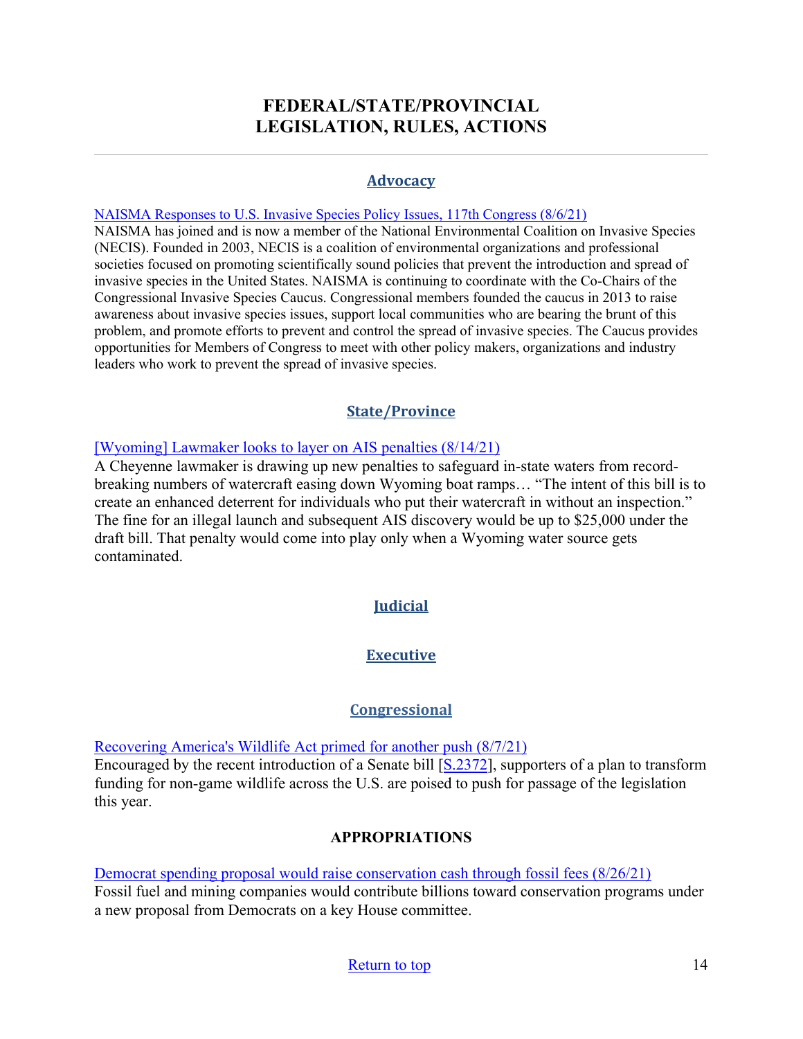# FEDERAL/STATE/PROVINCIAL LEGISLATION, RULES, ACTIONS

## Advocacy

NAISMA Responses to U.S. Invasive Species Policy Issues, 117th Congress (8/6/21)

NAISMA has joined and is now a member of the National Environmental Coalition on Invasive Species (NECIS). Founded in 2003, NECIS is a coalition of environmental organizations and professional societies focused on promoting scientifically sound policies that prevent the introduction and spread of invasive species in the United States. NAISMA is continuing to coordinate with the Co-Chairs of the Congressional Invasive Species Caucus. Congressional members founded the caucus in 2013 to raise awareness about invasive species issues, support local communities who are bearing the brunt of this problem, and promote efforts to prevent and control the spread of invasive species. The Caucus provides opportunities for Members of Congress to meet with other policy makers, organizations and industry leaders who work to prevent the spread of invasive species.

## State/Province

[Wyoming] Lawmaker looks to layer on AIS penalties (8/14/21)

A Cheyenne lawmaker is drawing up new penalties to safeguard in-state waters from record-breaking numbers of watercraft easing down Wyoming boat ramps… “The intent of this bill is to create an enhanced deterrent for individuals who put their watercraft in without an inspection.” The fine for an illegal launch and subsequent AIS discovery would be up to $25,000 under the draft bill. That penalty would come into play only when a Wyoming water source gets contaminated.

## Judicial

## Executive

## Congressional

Recovering America's Wildlife Act primed for another push (8/7/21)

Encouraged by the recent introduction of a Senate bill [S.2372], supporters of a plan to transform funding for non-game wildlife across the U.S. are poised to push for passage of the legislation this year.

### APPROPRIATIONS

Democrat spending proposal would raise conservation cash through fossil fees (8/26/21)

Fossil fuel and mining companies would contribute billions toward conservation programs under a new proposal from Democrats on a key House committee.

Return to top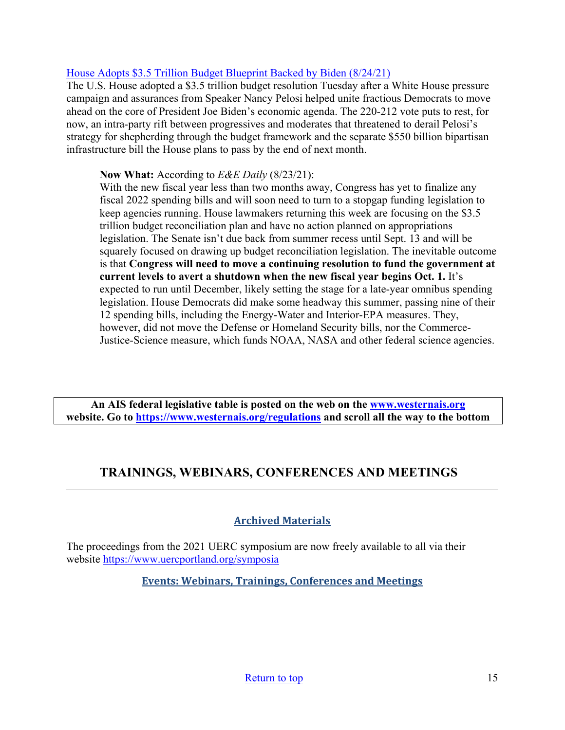[House Adopts $3.5 Trillion Budget Blueprint Backed by Biden (8/24/21)](#)

The U.S. House adopted a $3.5 trillion budget resolution Tuesday after a White House pressure campaign and assurances from Speaker Nancy Pelosi helped unite fractious Democrats to move ahead on the core of President Joe Biden's economic agenda. The 220-212 vote puts to rest, for now, an intra-party rift between progressives and moderates that threatened to derail Pelosi's strategy for shepherding through the budget framework and the separate $550 billion bipartisan infrastructure bill the House plans to pass by the end of next month.

> **Now What:** According to *E&E Daily* (8/23/21):
> With the new fiscal year less than two months away, Congress has yet to finalize any fiscal 2022 spending bills and will soon need to turn to a stopgap funding legislation to keep agencies running. House lawmakers returning this week are focusing on the $3.5 trillion budget reconciliation plan and have no action planned on appropriations legislation. The Senate isn't due back from summer recess until Sept. 13 and will be squarely focused on drawing up budget reconciliation legislation. The inevitable outcome is that **Congress will need to move a continuing resolution to fund the government at current levels to avert a shutdown when the new fiscal year begins Oct. 1.** It's expected to run until December, likely setting the stage for a late-year omnibus spending legislation. House Democrats did make some headway this summer, passing nine of their 12 spending bills, including the Energy-Water and Interior-EPA measures. They, however, did not move the Defense or Homeland Security bills, nor the Commerce-Justice-Science measure, which funds NOAA, NASA and other federal science agencies.

**An AIS federal legislative table is posted on the web on the [www.westernais.org](http://www.westernais.org) website. Go to [https://www.westernais.org/regulations](https://www.westernais.org/regulations) and scroll all the way to the bottom**

## TRAININGS, WEBINARS, CONFERENCES AND MEETINGS

### Archived Materials

The proceedings from the 2021 UERC symposium are now freely available to all via their website [https://www.uercportland.org/symposia](https://www.uercportland.org/symposia)

### Events: Webinars, Trainings, Conferences and Meetings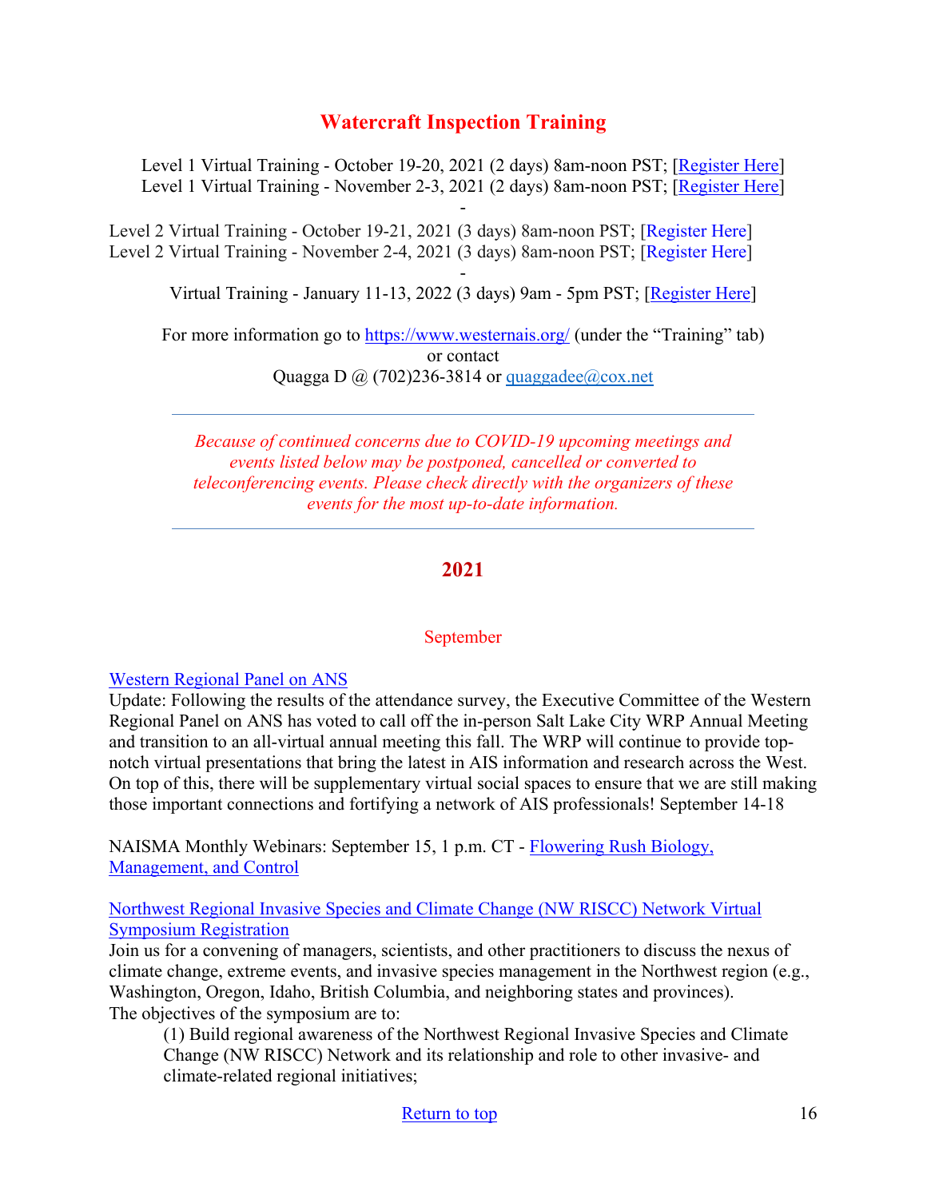## Watercraft Inspection Training

Level 1 Virtual Training - October 19-20, 2021 (2 days) 8am-noon PST; [Register Here]
Level 1 Virtual Training - November 2-3, 2021 (2 days) 8am-noon PST; [Register Here]

-

Level 2 Virtual Training - October 19-21, 2021 (3 days) 8am-noon PST; [Register Here]
Level 2 Virtual Training - November 2-4, 2021 (3 days) 8am-noon PST; [Register Here]

-

Virtual Training - January 11-13, 2022 (3 days) 9am - 5pm PST; [Register Here]

For more information go to https://www.westernais.org/ (under the "Training" tab)
or contact
Quagga D @ (702)236-3814 or quaggadee@cox.net

---

*Because of continued concerns due to COVID-19 upcoming meetings and events listed below may be postponed, cancelled or converted to teleconferencing events. Please check directly with the organizers of these events for the most up-to-date information.*

---

## 2021

### September

Western Regional Panel on ANS
Update: Following the results of the attendance survey, the Executive Committee of the Western Regional Panel on ANS has voted to call off the in-person Salt Lake City WRP Annual Meeting and transition to an all-virtual annual meeting this fall. The WRP will continue to provide top-notch virtual presentations that bring the latest in AIS information and research across the West. On top of this, there will be supplementary virtual social spaces to ensure that we are still making those important connections and fortifying a network of AIS professionals! September 14-18

NAISMA Monthly Webinars: September 15, 1 p.m. CT - Flowering Rush Biology, Management, and Control

Northwest Regional Invasive Species and Climate Change (NW RISCC) Network Virtual Symposium Registration
Join us for a convening of managers, scientists, and other practitioners to discuss the nexus of climate change, extreme events, and invasive species management in the Northwest region (e.g., Washington, Oregon, Idaho, British Columbia, and neighboring states and provinces).
The objectives of the symposium are to:

> (1) Build regional awareness of the Northwest Regional Invasive Species and Climate Change (NW RISCC) Network and its relationship and role to other invasive- and climate-related regional initiatives;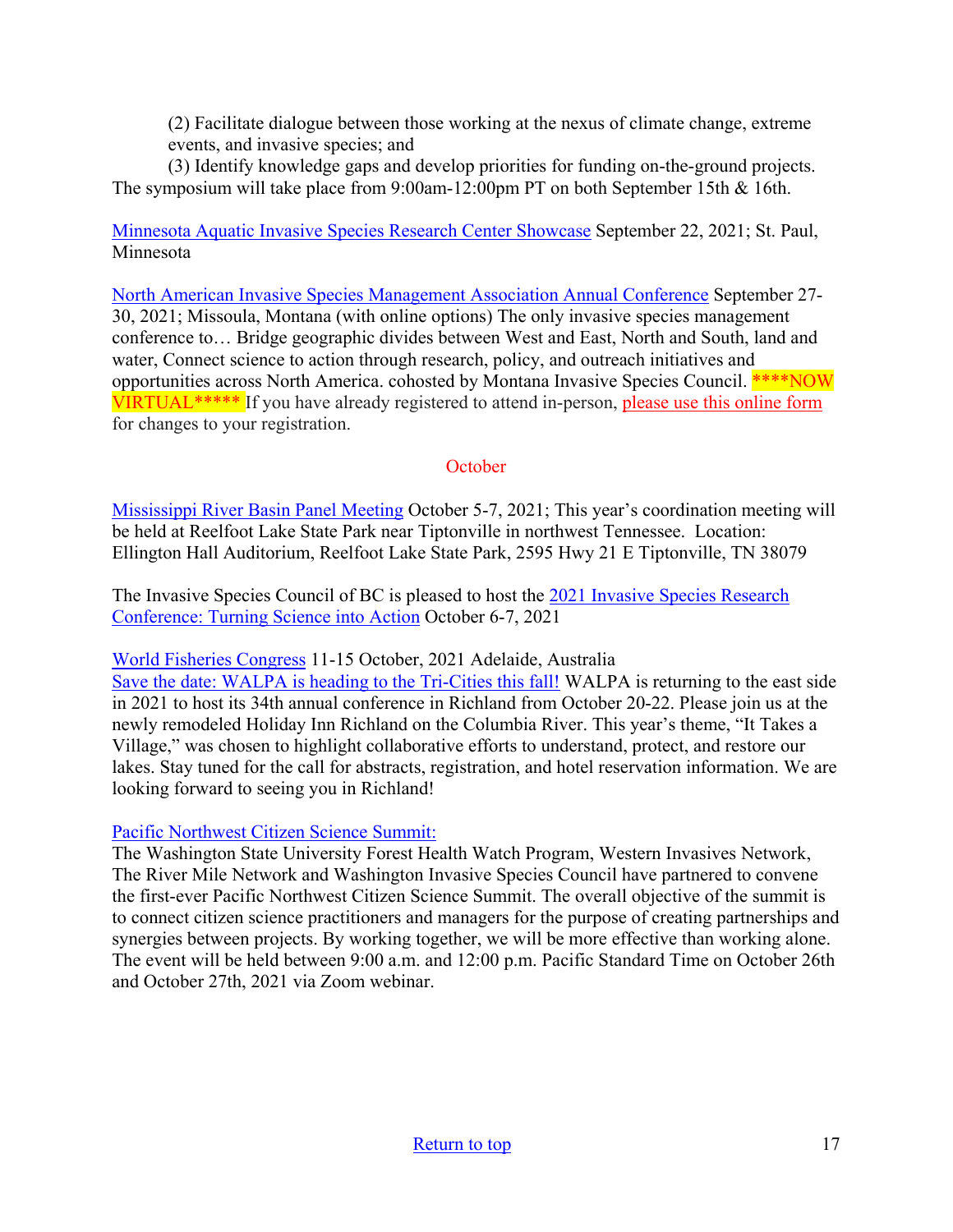(2) Facilitate dialogue between those working at the nexus of climate change, extreme events, and invasive species; and

(3) Identify knowledge gaps and develop priorities for funding on-the-ground projects.

The symposium will take place from 9:00am-12:00pm PT on both September 15th & 16th.

Minnesota Aquatic Invasive Species Research Center Showcase September 22, 2021; St. Paul, Minnesota

North American Invasive Species Management Association Annual Conference September 27-30, 2021; Missoula, Montana (with online options) The only invasive species management conference to… Bridge geographic divides between West and East, North and South, land and water, Connect science to action through research, policy, and outreach initiatives and opportunities across North America. cohosted by Montana Invasive Species Council. ****NOW VIRTUAL***** If you have already registered to attend in-person, please use this online form for changes to your registration.

## October

Mississippi River Basin Panel Meeting October 5-7, 2021; This year's coordination meeting will be held at Reelfoot Lake State Park near Tiptonville in northwest Tennessee. Location: Ellington Hall Auditorium, Reelfoot Lake State Park, 2595 Hwy 21 E Tiptonville, TN 38079

The Invasive Species Council of BC is pleased to host the 2021 Invasive Species Research Conference: Turning Science into Action October 6-7, 2021

World Fisheries Congress 11-15 October, 2021 Adelaide, Australia

Save the date: WALPA is heading to the Tri-Cities this fall! WALPA is returning to the east side in 2021 to host its 34th annual conference in Richland from October 20-22. Please join us at the newly remodeled Holiday Inn Richland on the Columbia River. This year's theme, "It Takes a Village," was chosen to highlight collaborative efforts to understand, protect, and restore our lakes. Stay tuned for the call for abstracts, registration, and hotel reservation information. We are looking forward to seeing you in Richland!

Pacific Northwest Citizen Science Summit:

The Washington State University Forest Health Watch Program, Western Invasives Network, The River Mile Network and Washington Invasive Species Council have partnered to convene the first-ever Pacific Northwest Citizen Science Summit. The overall objective of the summit is to connect citizen science practitioners and managers for the purpose of creating partnerships and synergies between projects. By working together, we will be more effective than working alone. The event will be held between 9:00 a.m. and 12:00 p.m. Pacific Standard Time on October 26th and October 27th, 2021 via Zoom webinar.

Return to top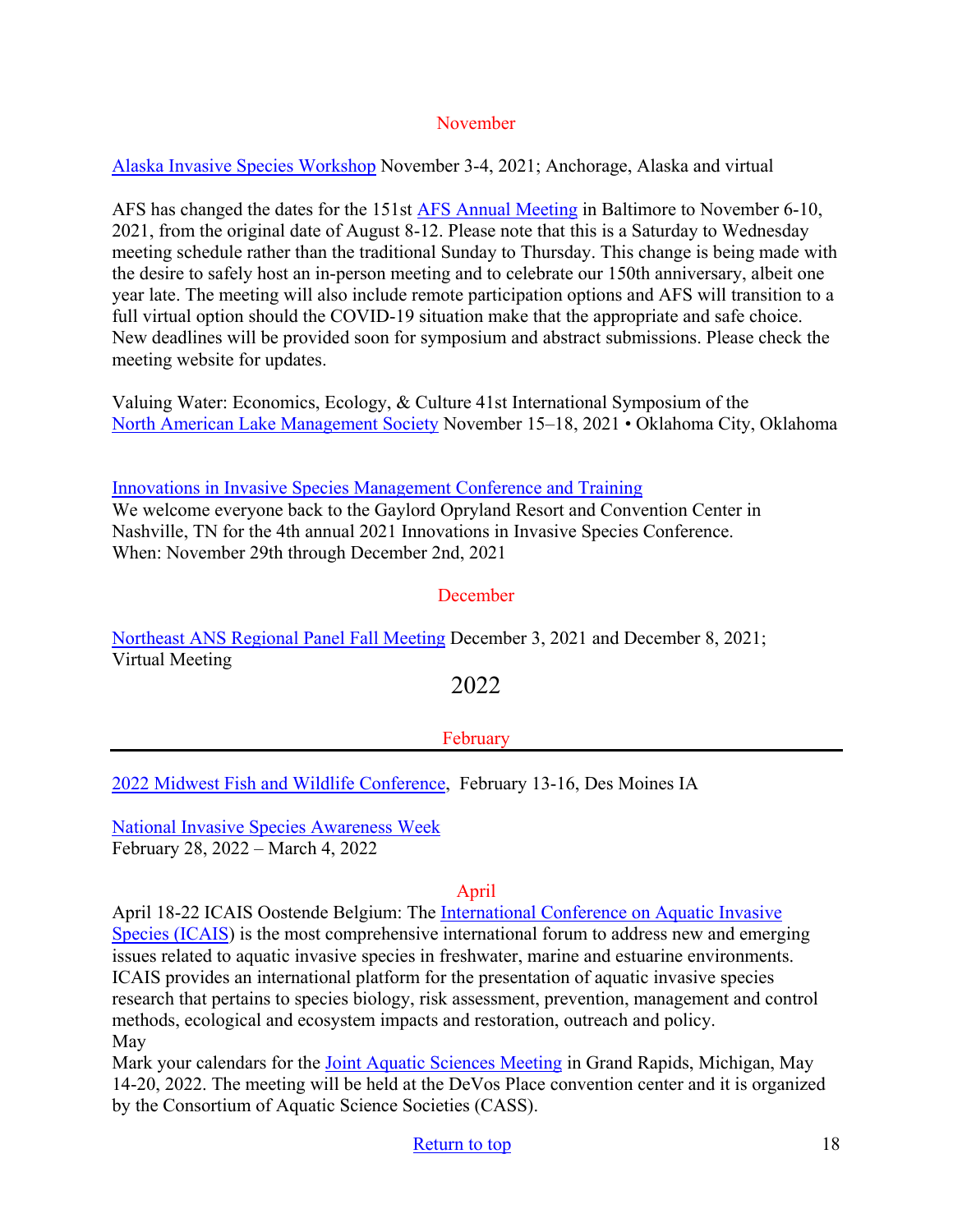## November

Alaska Invasive Species Workshop November 3-4, 2021; Anchorage, Alaska and virtual

AFS has changed the dates for the 151st AFS Annual Meeting in Baltimore to November 6-10, 2021, from the original date of August 8-12. Please note that this is a Saturday to Wednesday meeting schedule rather than the traditional Sunday to Thursday. This change is being made with the desire to safely host an in-person meeting and to celebrate our 150th anniversary, albeit one year late. The meeting will also include remote participation options and AFS will transition to a full virtual option should the COVID-19 situation make that the appropriate and safe choice. New deadlines will be provided soon for symposium and abstract submissions. Please check the meeting website for updates.

Valuing Water: Economics, Ecology, & Culture 41st International Symposium of the North American Lake Management Society November 15–18, 2021 • Oklahoma City, Oklahoma

Innovations in Invasive Species Management Conference and Training
We welcome everyone back to the Gaylord Opryland Resort and Convention Center in Nashville, TN for the 4th annual 2021 Innovations in Invasive Species Conference.
When: November 29th through December 2nd, 2021

## December

Northeast ANS Regional Panel Fall Meeting December 3, 2021 and December 8, 2021; Virtual Meeting

# 2022

## February

---

2022 Midwest Fish and Wildlife Conference, February 13-16, Des Moines IA

National Invasive Species Awareness Week
February 28, 2022 – March 4, 2022

## April

April 18-22 ICAIS Oostende Belgium: The International Conference on Aquatic Invasive Species (ICAIS) is the most comprehensive international forum to address new and emerging issues related to aquatic invasive species in freshwater, marine and estuarine environments. ICAIS provides an international platform for the presentation of aquatic invasive species research that pertains to species biology, risk assessment, prevention, management and control methods, ecological and ecosystem impacts and restoration, outreach and policy.

May

Mark your calendars for the Joint Aquatic Sciences Meeting in Grand Rapids, Michigan, May 14-20, 2022. The meeting will be held at the DeVos Place convention center and it is organized by the Consortium of Aquatic Science Societies (CASS).

Return to top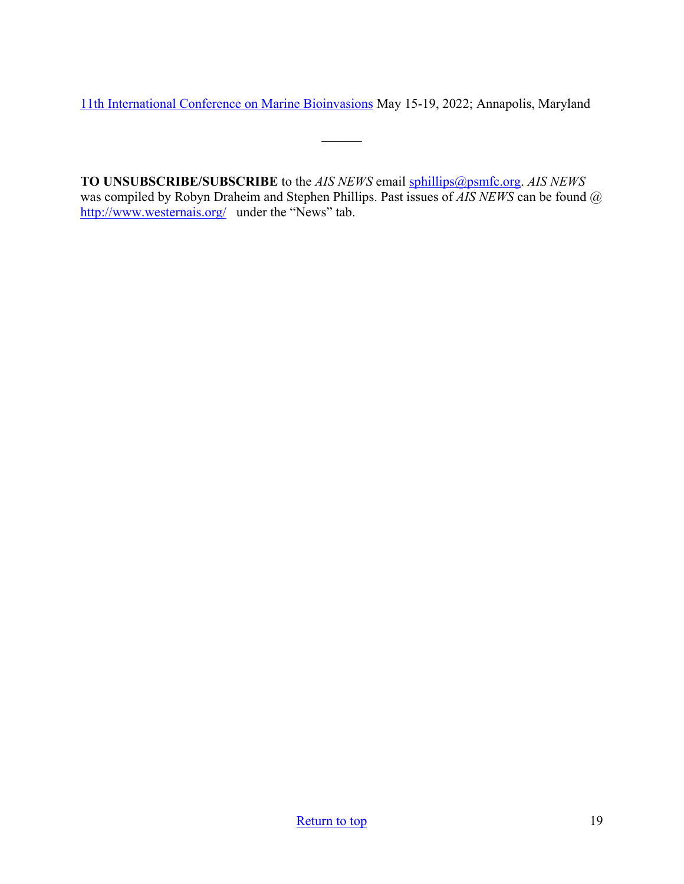11th International Conference on Marine Bioinvasions May 15-19, 2022; Annapolis, Maryland

---

**TO UNSUBSCRIBE/SUBSCRIBE** to the *AIS NEWS* email sphillips@psmfc.org. *AIS NEWS* was compiled by Robyn Draheim and Stephen Phillips. Past issues of *AIS NEWS* can be found @ http://www.westernais.org/ under the "News" tab.